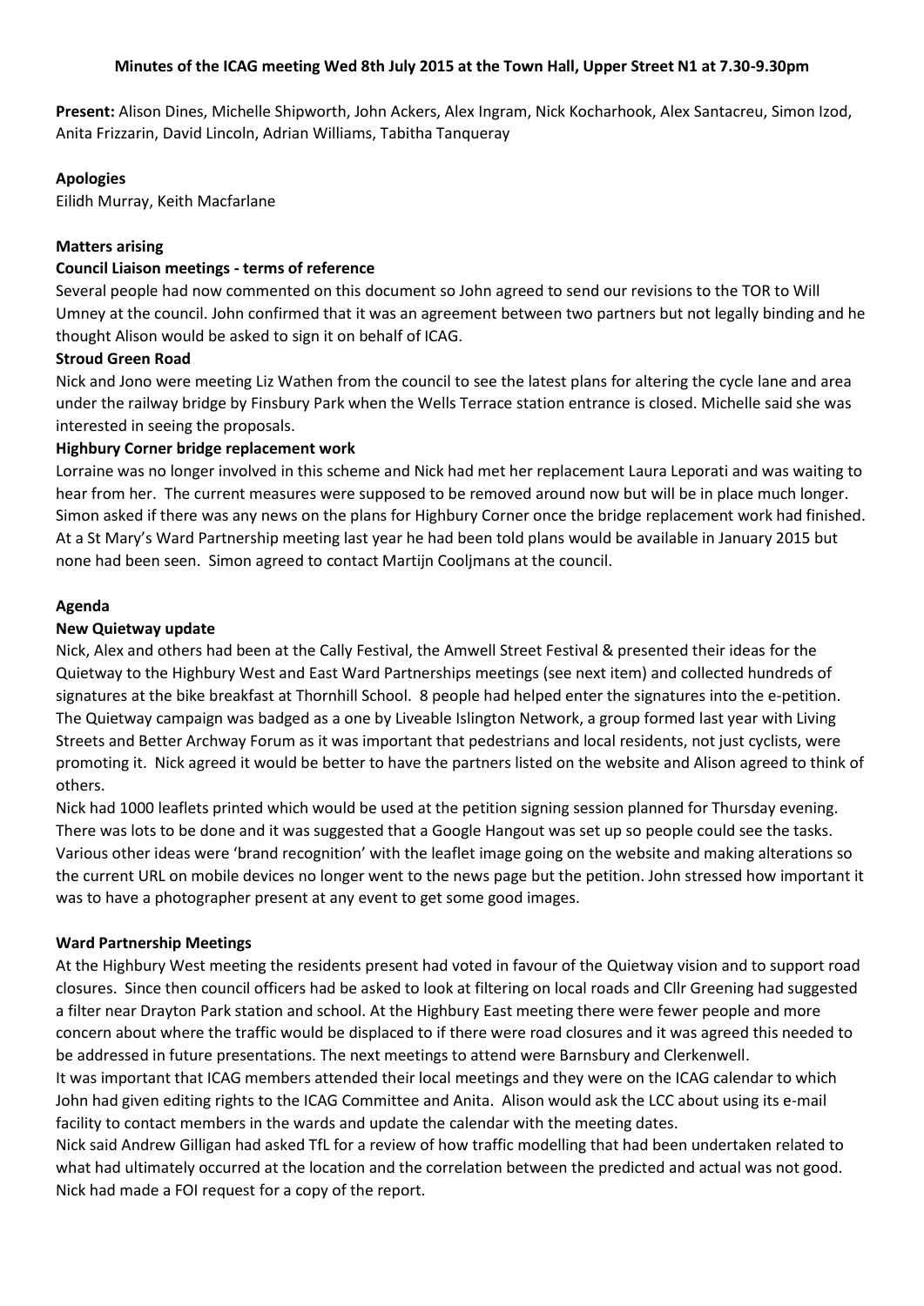**Minutes of the ICAG meeting Wed 8th July 2015 at the Town Hall, Upper Street N1 at 7.30-9.30pm**

**Present:** Alison Dines, Michelle Shipworth, John Ackers, Alex Ingram, Nick Kocharhook, Alex Santacreu, Simon Izod, Anita Frizzarin, David Lincoln, Adrian Williams, Tabitha Tanqueray

**Apologies**

Eilidh Murray, Keith Macfarlane

**Matters arising**

**Council Liaison meetings - terms of reference**

Several people had now commented on this document so John agreed to send our revisions to the TOR to Will Umney at the council. John confirmed that it was an agreement between two partners but not legally binding and he thought Alison would be asked to sign it on behalf of ICAG.

**Stroud Green Road**

Nick and Jono were meeting Liz Wathen from the council to see the latest plans for altering the cycle lane and area under the railway bridge by Finsbury Park when the Wells Terrace station entrance is closed. Michelle said she was interested in seeing the proposals.

**Highbury Corner bridge replacement work**

Lorraine was no longer involved in this scheme and Nick had met her replacement Laura Leporati and was waiting to hear from her. The current measures were supposed to be removed around now but will be in place much longer. Simon asked if there was any news on the plans for Highbury Corner once the bridge replacement work had finished. At a St Mary's Ward Partnership meeting last year he had been told plans would be available in January 2015 but none had been seen. Simon agreed to contact Martijn Cooljmans at the council.

**Agenda**

**New Quietway update**

Nick, Alex and others had been at the Cally Festival, the Amwell Street Festival & presented their ideas for the Quietway to the Highbury West and East Ward Partnerships meetings (see next item) and collected hundreds of signatures at the bike breakfast at Thornhill School. 8 people had helped enter the signatures into the e-petition. The Quietway campaign was badged as a one by Liveable Islington Network, a group formed last year with Living Streets and Better Archway Forum as it was important that pedestrians and local residents, not just cyclists, were promoting it. Nick agreed it would be better to have the partners listed on the website and Alison agreed to think of others.

Nick had 1000 leaflets printed which would be used at the petition signing session planned for Thursday evening. There was lots to be done and it was suggested that a Google Hangout was set up so people could see the tasks. Various other ideas were 'brand recognition' with the leaflet image going on the website and making alterations so the current URL on mobile devices no longer went to the news page but the petition. John stressed how important it was to have a photographer present at any event to get some good images.

**Ward Partnership Meetings**

At the Highbury West meeting the residents present had voted in favour of the Quietway vision and to support road closures. Since then council officers had be asked to look at filtering on local roads and Cllr Greening had suggested a filter near Drayton Park station and school. At the Highbury East meeting there were fewer people and more concern about where the traffic would be displaced to if there were road closures and it was agreed this needed to be addressed in future presentations. The next meetings to attend were Barnsbury and Clerkenwell.

It was important that ICAG members attended their local meetings and they were on the ICAG calendar to which John had given editing rights to the ICAG Committee and Anita. Alison would ask the LCC about using its e-mail facility to contact members in the wards and update the calendar with the meeting dates.

Nick said Andrew Gilligan had asked TfL for a review of how traffic modelling that had been undertaken related to what had ultimately occurred at the location and the correlation between the predicted and actual was not good. Nick had made a FOI request for a copy of the report.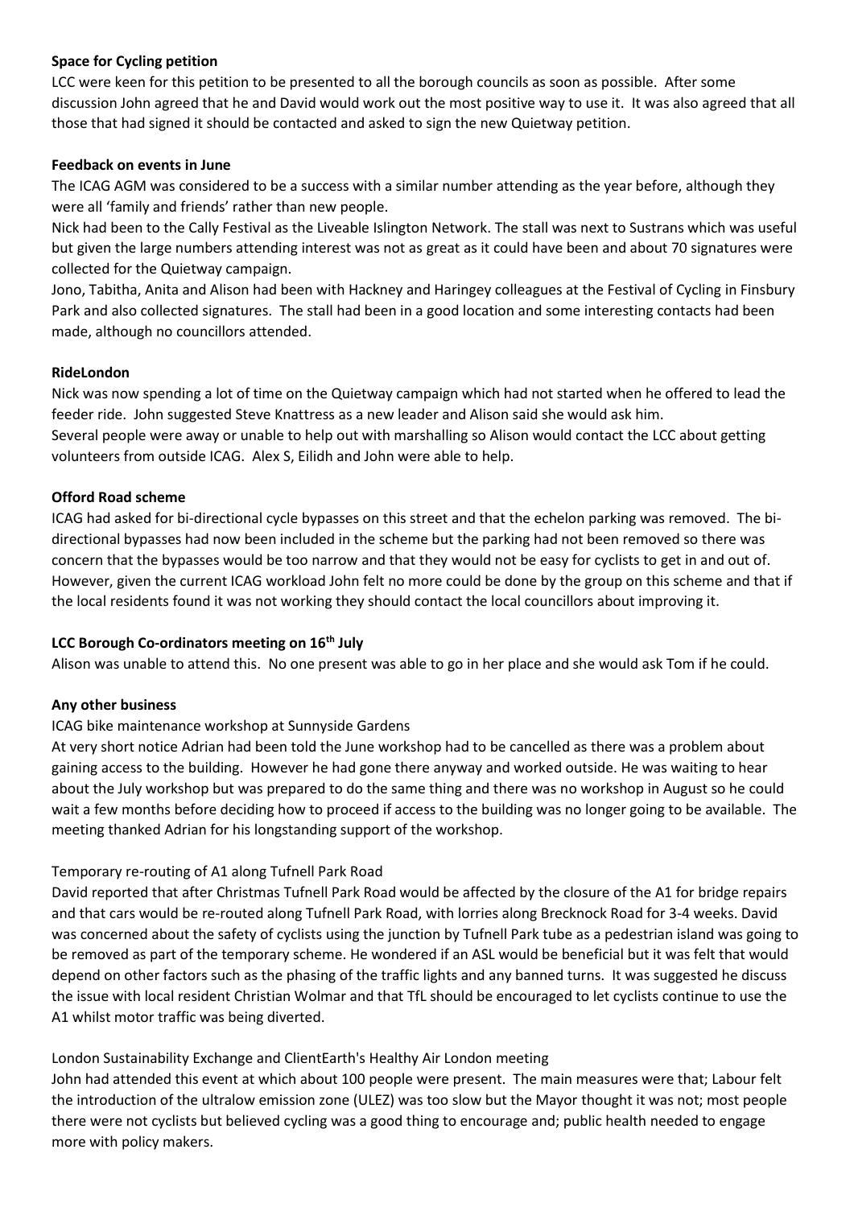**Space for Cycling petition**

LCC were keen for this petition to be presented to all the borough councils as soon as possible. After some discussion John agreed that he and David would work out the most positive way to use it. It was also agreed that all those that had signed it should be contacted and asked to sign the new Quietway petition.

**Feedback on events in June**

The ICAG AGM was considered to be a success with a similar number attending as the year before, although they were all 'family and friends' rather than new people.

Nick had been to the Cally Festival as the Liveable Islington Network. The stall was next to Sustrans which was useful but given the large numbers attending interest was not as great as it could have been and about 70 signatures were collected for the Quietway campaign.

Jono, Tabitha, Anita and Alison had been with Hackney and Haringey colleagues at the Festival of Cycling in Finsbury Park and also collected signatures. The stall had been in a good location and some interesting contacts had been made, although no councillors attended.

**RideLondon**

Nick was now spending a lot of time on the Quietway campaign which had not started when he offered to lead the feeder ride. John suggested Steve Knattress as a new leader and Alison said she would ask him.

Several people were away or unable to help out with marshalling so Alison would contact the LCC about getting volunteers from outside ICAG. Alex S, Eilidh and John were able to help.

**Offord Road scheme**

ICAG had asked for bi-directional cycle bypasses on this street and that the echelon parking was removed. The bi-directional bypasses had now been included in the scheme but the parking had not been removed so there was concern that the bypasses would be too narrow and that they would not be easy for cyclists to get in and out of. However, given the current ICAG workload John felt no more could be done by the group on this scheme and that if the local residents found it was not working they should contact the local councillors about improving it.

**LCC Borough Co-ordinators meeting on 16th July**

Alison was unable to attend this. No one present was able to go in her place and she would ask Tom if he could.

**Any other business**

ICAG bike maintenance workshop at Sunnyside Gardens

At very short notice Adrian had been told the June workshop had to be cancelled as there was a problem about gaining access to the building. However he had gone there anyway and worked outside. He was waiting to hear about the July workshop but was prepared to do the same thing and there was no workshop in August so he could wait a few months before deciding how to proceed if access to the building was no longer going to be available. The meeting thanked Adrian for his longstanding support of the workshop.

Temporary re-routing of A1 along Tufnell Park Road

David reported that after Christmas Tufnell Park Road would be affected by the closure of the A1 for bridge repairs and that cars would be re-routed along Tufnell Park Road, with lorries along Brecknock Road for 3-4 weeks. David was concerned about the safety of cyclists using the junction by Tufnell Park tube as a pedestrian island was going to be removed as part of the temporary scheme. He wondered if an ASL would be beneficial but it was felt that would depend on other factors such as the phasing of the traffic lights and any banned turns. It was suggested he discuss the issue with local resident Christian Wolmar and that TfL should be encouraged to let cyclists continue to use the A1 whilst motor traffic was being diverted.

London Sustainability Exchange and ClientEarth's Healthy Air London meeting

John had attended this event at which about 100 people were present. The main measures were that; Labour felt the introduction of the ultralow emission zone (ULEZ) was too slow but the Mayor thought it was not; most people there were not cyclists but believed cycling was a good thing to encourage and; public health needed to engage more with policy makers.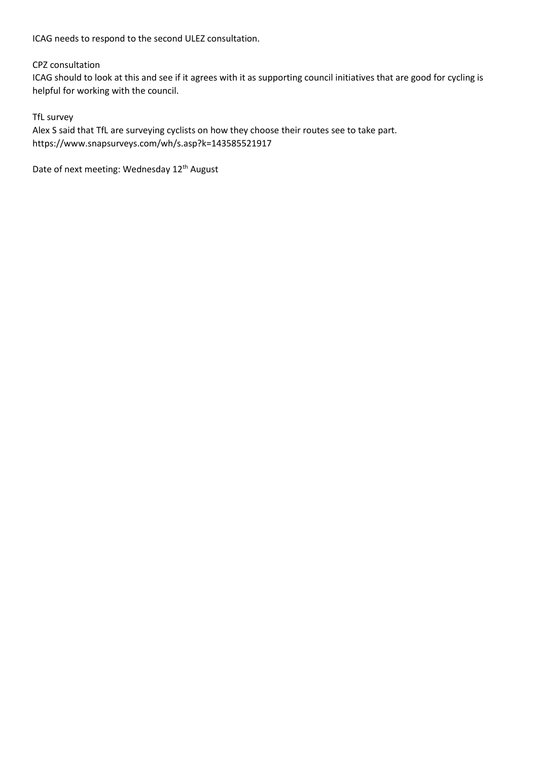ICAG needs to respond to the second ULEZ consultation.

CPZ consultation

ICAG should to look at this and see if it agrees with it as supporting council initiatives that are good for cycling is helpful for working with the council.

TfL survey

Alex S said that TfL are surveying cyclists on how they choose their routes see to take part.
https://www.snapsurveys.com/wh/s.asp?k=143585521917

Date of next meeting: Wednesday 12th August